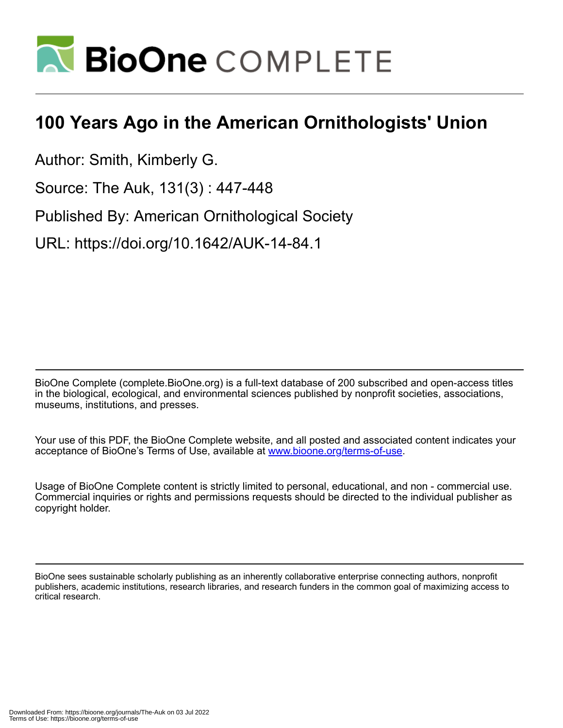# 100 Years Ago in the American Ornithologists' Union

Author: Smith, Kimberly G.

Source: The Auk, 131(3) : 447-448

Published By: American Ornithological Society

URL: https://doi.org/10.1642/AUK-14-84.1

BioOne Complete (complete.BioOne.org) is a full-text database of 200 subscribed and open-access titles in the biological, ecological, and environmental sciences published by nonprofit societies, associations, museums, institutions, and presses.

Your use of this PDF, the BioOne Complete website, and all posted and associated content indicates your acceptance of BioOne's Terms of Use, available at www.bioone.org/terms-of-use.

Usage of BioOne Complete content is strictly limited to personal, educational, and non - commercial use. Commercial inquiries or rights and permissions requests should be directed to the individual publisher as copyright holder.

BioOne sees sustainable scholarly publishing as an inherently collaborative enterprise connecting authors, nonprofit publishers, academic institutions, research libraries, and research funders in the common goal of maximizing access to critical research.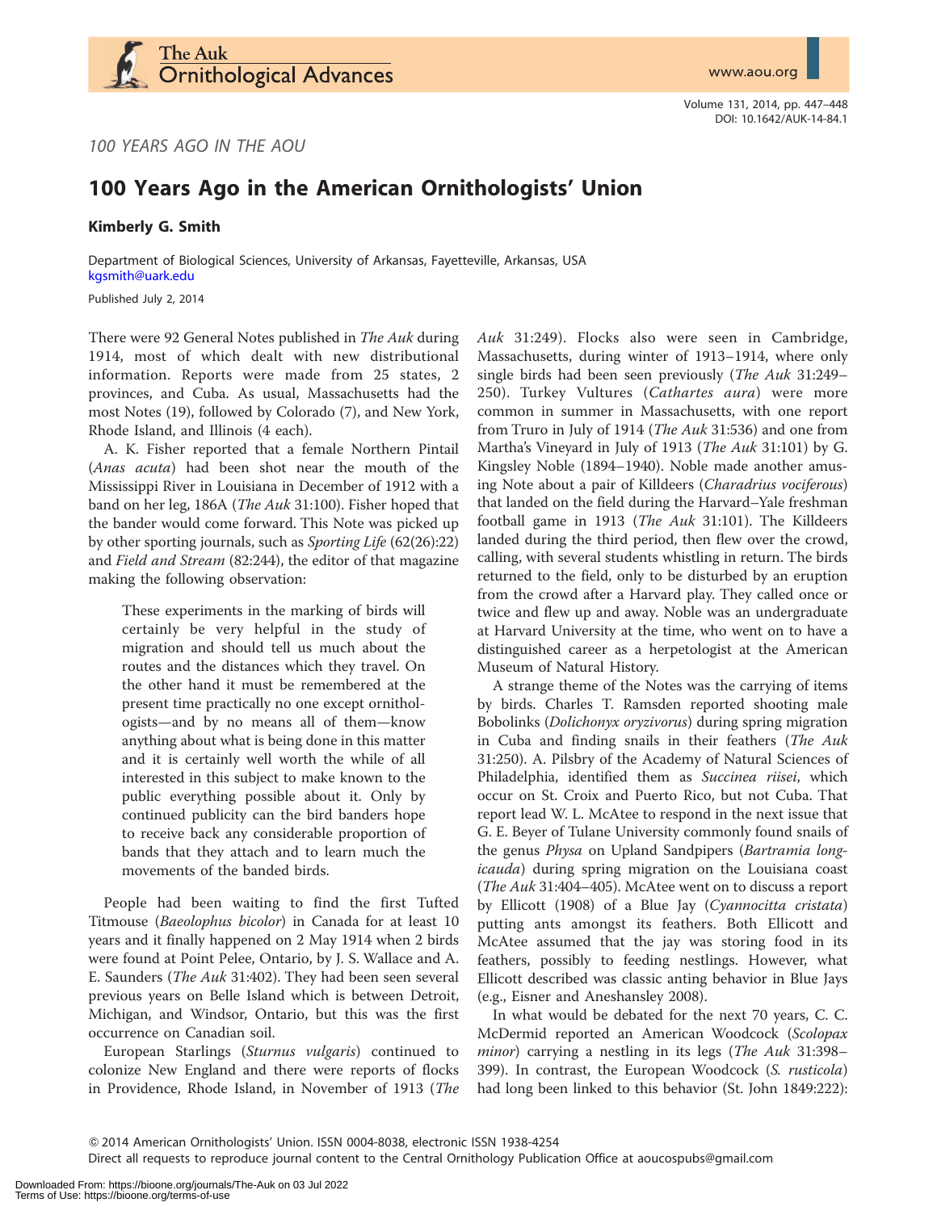*100 YEARS AGO IN THE AOU*

# 100 Years Ago in the American Ornithologists' Union

**Kimberly G. Smith**

Department of Biological Sciences, University of Arkansas, Fayetteville, Arkansas, USA
kgsmith@uark.edu

Published July 2, 2014

There were 92 General Notes published in *The Auk* during 1914, most of which dealt with new distributional information. Reports were made from 25 states, 2 provinces, and Cuba. As usual, Massachusetts had the most Notes (19), followed by Colorado (7), and New York, Rhode Island, and Illinois (4 each).

A. K. Fisher reported that a female Northern Pintail (*Anas acuta*) had been shot near the mouth of the Mississippi River in Louisiana in December of 1912 with a band on her leg, 186A (*The Auk* 31:100). Fisher hoped that the bander would come forward. This Note was picked up by other sporting journals, such as *Sporting Life* (62(26):22) and *Field and Stream* (82:244), the editor of that magazine making the following observation:

> These experiments in the marking of birds will certainly be very helpful in the study of migration and should tell us much about the routes and the distances which they travel. On the other hand it must be remembered at the present time practically no one except ornithologists—and by no means all of them—know anything about what is being done in this matter and it is certainly well worth the while of all interested in this subject to make known to the public everything possible about it. Only by continued publicity can the bird banders hope to receive back any considerable proportion of bands that they attach and to learn much the movements of the banded birds.

People had been waiting to find the first Tufted Titmouse (*Baeolophus bicolor*) in Canada for at least 10 years and it finally happened on 2 May 1914 when 2 birds were found at Point Pelee, Ontario, by J. S. Wallace and A. E. Saunders (*The Auk* 31:402). They had been seen several previous years on Belle Island which is between Detroit, Michigan, and Windsor, Ontario, but this was the first occurrence on Canadian soil.

European Starlings (*Sturnus vulgaris*) continued to colonize New England and there were reports of flocks in Providence, Rhode Island, in November of 1913 (*The Auk* 31:249). Flocks also were seen in Cambridge, Massachusetts, during winter of 1913–1914, where only single birds had been seen previously (*The Auk* 31:249–250). Turkey Vultures (*Cathartes aura*) were more common in summer in Massachusetts, with one report from Truro in July of 1914 (*The Auk* 31:536) and one from Martha's Vineyard in July of 1913 (*The Auk* 31:101) by G. Kingsley Noble (1894–1940). Noble made another amusing Note about a pair of Killdeers (*Charadrius vociferous*) that landed on the field during the Harvard–Yale freshman football game in 1913 (*The Auk* 31:101). The Killdeers landed during the third period, then flew over the crowd, calling, with several students whistling in return. The birds returned to the field, only to be disturbed by an eruption from the crowd after a Harvard play. They called once or twice and flew up and away. Noble was an undergraduate at Harvard University at the time, who went on to have a distinguished career as a herpetologist at the American Museum of Natural History.

A strange theme of the Notes was the carrying of items by birds. Charles T. Ramsden reported shooting male Bobolinks (*Dolichonyx oryzivorus*) during spring migration in Cuba and finding snails in their feathers (*The Auk* 31:250). A. Pilsbry of the Academy of Natural Sciences of Philadelphia, identified them as *Succinea riisei*, which occur on St. Croix and Puerto Rico, but not Cuba. That report lead W. L. McAtee to respond in the next issue that G. E. Beyer of Tulane University commonly found snails of the genus *Physa* on Upland Sandpipers (*Bartramia longicauda*) during spring migration on the Louisiana coast (*The Auk* 31:404–405). McAtee went on to discuss a report by Ellicott (1908) of a Blue Jay (*Cyannocitta cristata*) putting ants amongst its feathers. Both Ellicott and McAtee assumed that the jay was storing food in its feathers, possibly to feeding nestlings. However, what Ellicott described was classic anting behavior in Blue Jays (e.g., Eisner and Aneshansley 2008).

In what would be debated for the next 70 years, C. C. McDermid reported an American Woodcock (*Scolopax minor*) carrying a nestling in its legs (*The Auk* 31:398–399). In contrast, the European Woodcock (*S. rusticola*) had long been linked to this behavior (St. John 1849:222):

© 2014 American Ornithologists' Union. ISSN 0004-8038, electronic ISSN 1938-4254
Direct all requests to reproduce journal content to the Central Ornithology Publication Office at aoucospubs@gmail.com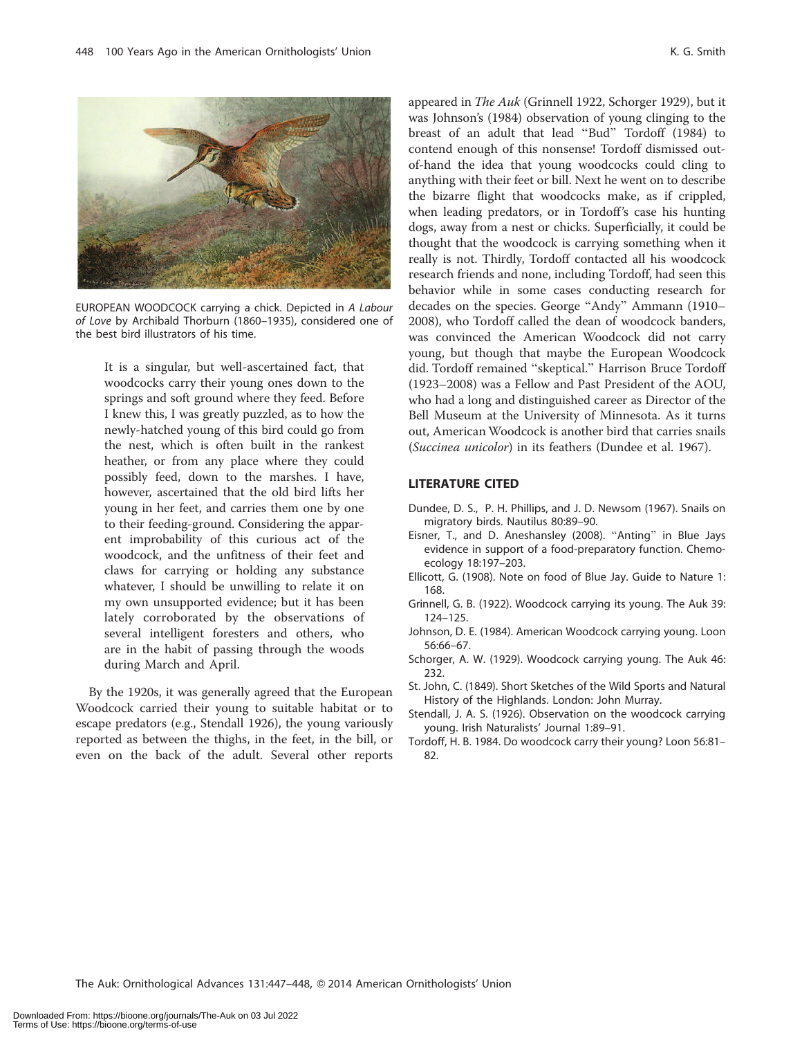EUROPEAN WOODCOCK carrying a chick. Depicted in *A Labour of Love* by Archibald Thorburn (1860–1935), considered one of the best bird illustrators of his time.

> It is a singular, but well-ascertained fact, that woodcocks carry their young ones down to the springs and soft ground where they feed. Before I knew this, I was greatly puzzled, as to how the newly-hatched young of this bird could go from the nest, which is often built in the rankest heather, or from any place where they could possibly feed, down to the marshes. I have, however, ascertained that the old bird lifts her young in her feet, and carries them one by one to their feeding-ground. Considering the apparent improbability of this curious act of the woodcock, and the unfitness of their feet and claws for carrying or holding any substance whatever, I should be unwilling to relate it on my own unsupported evidence; but it has been lately corroborated by the observations of several intelligent foresters and others, who are in the habit of passing through the woods during March and April.

By the 1920s, it was generally agreed that the European Woodcock carried their young to suitable habitat or to escape predators (e.g., Stendall 1926), the young variously reported as between the thighs, in the feet, in the bill, or even on the back of the adult. Several other reports appeared in *The Auk* (Grinnell 1922, Schorger 1929), but it was Johnson's (1984) observation of young clinging to the breast of an adult that lead "Bud" Tordoff (1984) to contend enough of this nonsense! Tordoff dismissed out-of-hand the idea that young woodcocks could cling to anything with their feet or bill. Next he went on to describe the bizarre flight that woodcocks make, as if crippled, when leading predators, or in Tordoff's case his hunting dogs, away from a nest or chicks. Superficially, it could be thought that the woodcock is carrying something when it really is not. Thirdly, Tordoff contacted all his woodcock research friends and none, including Tordoff, had seen this behavior while in some cases conducting research for decades on the species. George "Andy" Ammann (1910–2008), who Tordoff called the dean of woodcock banders, was convinced the American Woodcock did not carry young, but though that maybe the European Woodcock did. Tordoff remained "skeptical." Harrison Bruce Tordoff (1923–2008) was a Fellow and Past President of the AOU, who had a long and distinguished career as Director of the Bell Museum at the University of Minnesota. As it turns out, American Woodcock is another bird that carries snails (*Succinea unicolor*) in its feathers (Dundee et al. 1967).

## LITERATURE CITED

Dundee, D. S., P. H. Phillips, and J. D. Newsom (1967). Snails on migratory birds. Nautilus 80:89–90.

Eisner, T., and D. Aneshansley (2008). "Anting" in Blue Jays evidence in support of a food-preparatory function. Chemoecology 18:197–203.

Ellicott, G. (1908). Note on food of Blue Jay. Guide to Nature 1: 168.

Grinnell, G. B. (1922). Woodcock carrying its young. The Auk 39: 124–125.

Johnson, D. E. (1984). American Woodcock carrying young. Loon 56:66–67.

Schorger, A. W. (1929). Woodcock carrying young. The Auk 46: 232.

St. John, C. (1849). Short Sketches of the Wild Sports and Natural History of the Highlands. London: John Murray.

Stendall, J. A. S. (1926). Observation on the woodcock carrying young. Irish Naturalists' Journal 1:89–91.

Tordoff, H. B. 1984. Do woodcock carry their young? Loon 56:81–82.